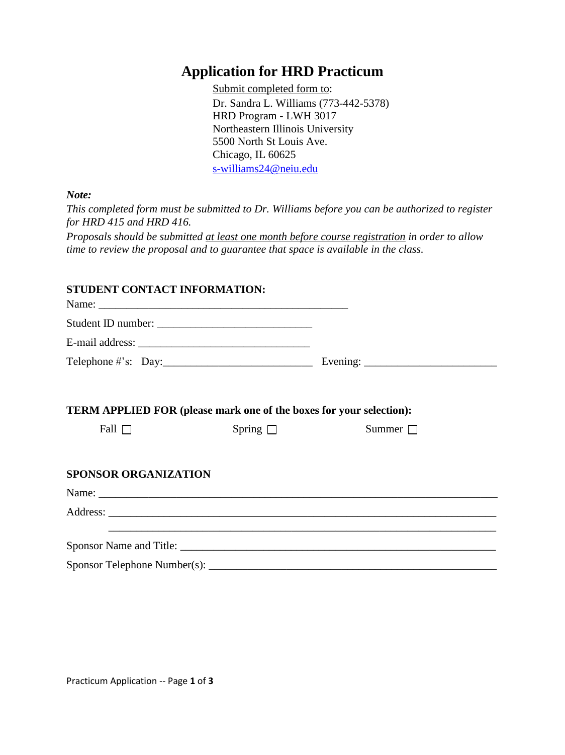# Application for HRD Practicum

Submit completed form to:
Dr. Sandra L. Williams (773-442-5378)
HRD Program - LWH 3017
Northeastern Illinois University
5500 North St Louis Ave.
Chicago, IL 60625
s-williams24@neiu.edu

***Note:***

*This completed form must be submitted to Dr. Williams before you can be authorized to register for HRD 415 and HRD 416.*

*Proposals should be submitted at least one month before course registration in order to allow time to review the proposal and to guarantee that space is available in the class.*

**STUDENT CONTACT INFORMATION:**

Name: ______________________________________________

Student ID number: ____________________________

E-mail address: _______________________________

Telephone #'s: Day:___________________________ Evening: ________________________

**TERM APPLIED FOR (please mark one of the boxes for your selection):**

Fall ☐ Spring ☐ Summer ☐

**SPONSOR ORGANIZATION**

Name: ________________________________________________________________________

Address: ______________________________________________________________________

______________________________________________________________________

Sponsor Name and Title: _______________________________________________________

Sponsor Telephone Number(s): __________________________________________________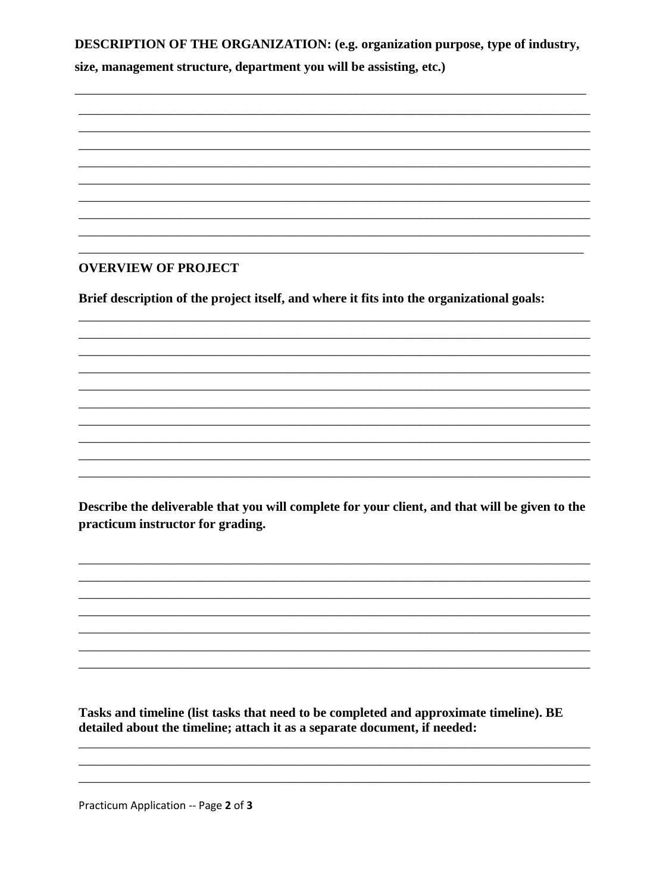**DESCRIPTION OF THE ORGANIZATION: (e.g. organization purpose, type of industry, size, management structure, department you will be assisting, etc.)**

______________________________________________________________________________

______________________________________________________________________________

______________________________________________________________________________

______________________________________________________________________________

______________________________________________________________________________

______________________________________________________________________________

______________________________________________________________________________

______________________________________________________________________________

______________________________________________________________________________

______________________________________________________________________________

## OVERVIEW OF PROJECT

**Brief description of the project itself, and where it fits into the organizational goals:**

______________________________________________________________________________

______________________________________________________________________________

______________________________________________________________________________

______________________________________________________________________________

______________________________________________________________________________

______________________________________________________________________________

______________________________________________________________________________

______________________________________________________________________________

______________________________________________________________________________

______________________________________________________________________________

**Describe the deliverable that you will complete for your client, and that will be given to the practicum instructor for grading.**

______________________________________________________________________________

______________________________________________________________________________

______________________________________________________________________________

______________________________________________________________________________

______________________________________________________________________________

______________________________________________________________________________

______________________________________________________________________________

**Tasks and timeline (list tasks that need to be completed and approximate timeline). BE detailed about the timeline; attach it as a separate document, if needed:**

______________________________________________________________________________

______________________________________________________________________________

______________________________________________________________________________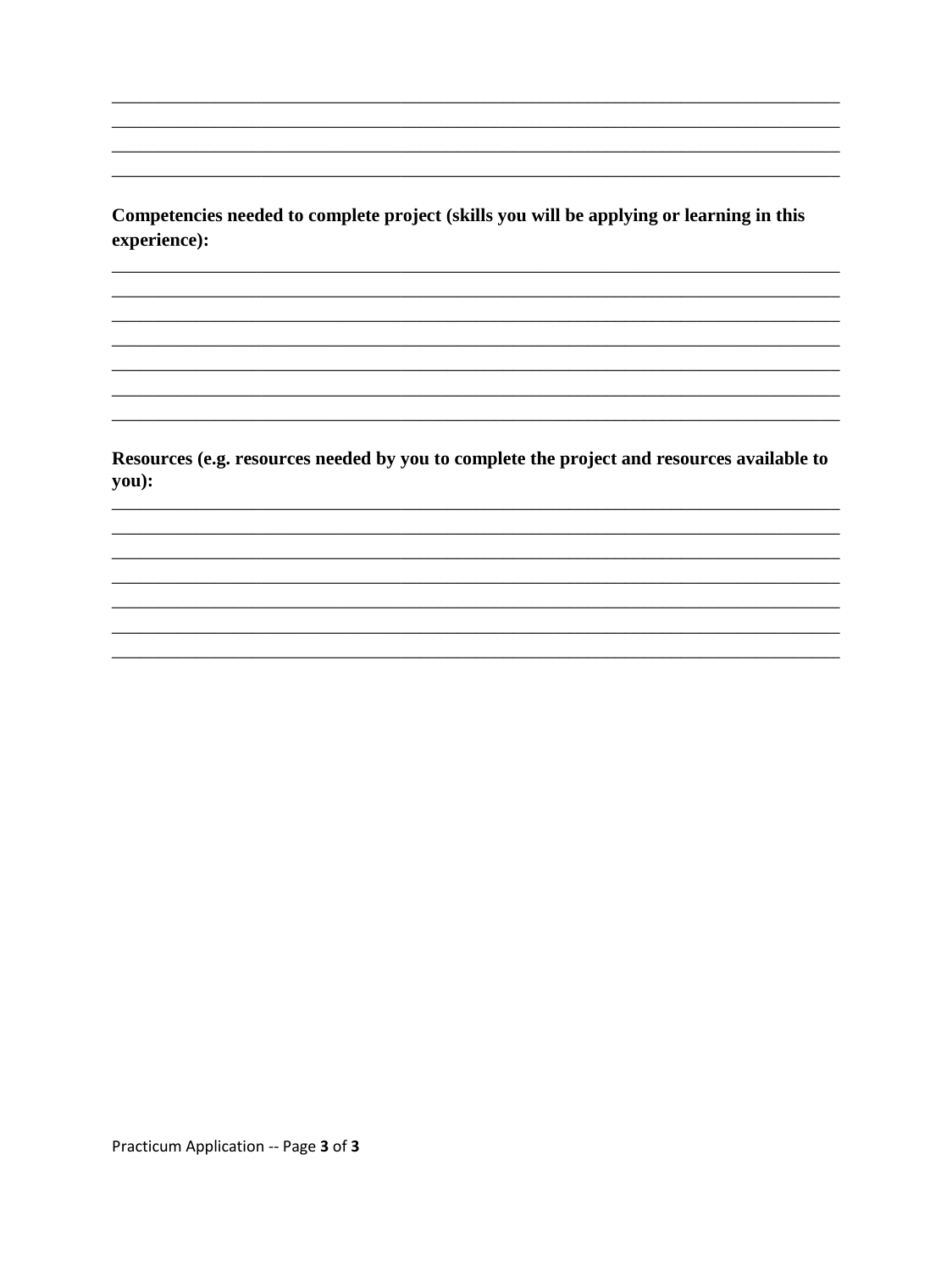**Competencies needed to complete project (skills you will be applying or learning in this experience):**

**Resources (e.g. resources needed by you to complete the project and resources available to you):**